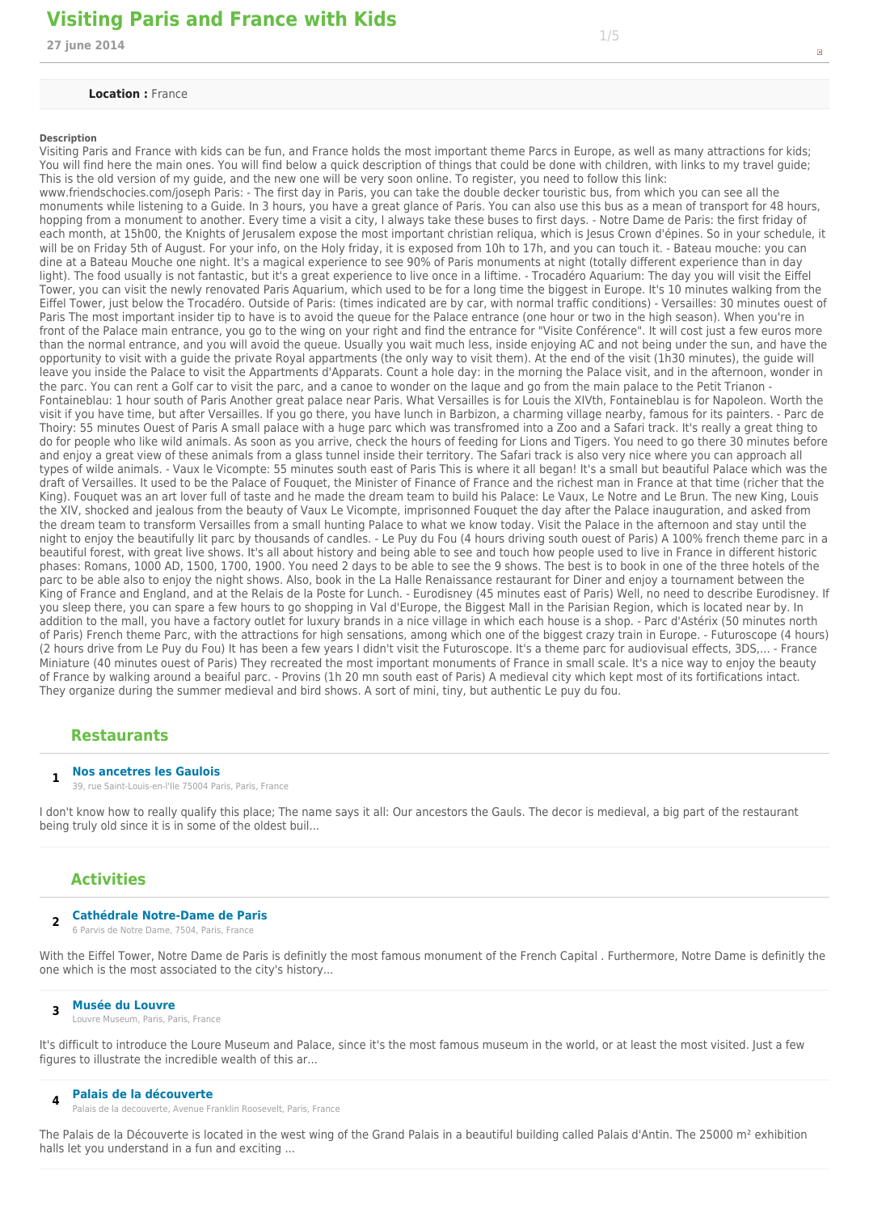# Visiting Paris and France with Kids

**27 june 2014**

**Location :** France

**Description**

Visiting Paris and France with kids can be fun, and France holds the most important theme Parcs in Europe, as well as many attractions for kids; You will find here the main ones. You will find below a quick description of things that could be done with children, with links to my travel guide; This is the old version of my guide, and the new one will be very soon online. To register, you need to follow this link: www.friendschocies.com/joseph Paris: - The first day in Paris, you can take the double decker touristic bus, from which you can see all the monuments while listening to a Guide. In 3 hours, you have a great glance of Paris. You can also use this bus as a mean of transport for 48 hours, hopping from a monument to another. Every time a visit a city, I always take these buses to first days. - Notre Dame de Paris: the first friday of each month, at 15h00, the Knights of Jerusalem expose the most important christian reliqua, which is Jesus Crown d'épines. So in your schedule, it will be on Friday 5th of August. For your info, on the Holy friday, it is exposed from 10h to 17h, and you can touch it. - Bateau mouche: you can dine at a Bateau Mouche one night. It's a magical experience to see 90% of Paris monuments at night (totally different experience than in day light). The food usually is not fantastic, but it's a great experience to live once in a liftime. - Trocadéro Aquarium: The day you will visit the Eiffel Tower, you can visit the newly renovated Paris Aquarium, which used to be for a long time the biggest in Europe. It's 10 minutes walking from the Eiffel Tower, just below the Trocadéro. Outside of Paris: (times indicated are by car, with normal traffic conditions) - Versailles: 30 minutes ouest of Paris The most important insider tip to have is to avoid the queue for the Palace entrance (one hour or two in the high season). When you're in front of the Palace main entrance, you go to the wing on your right and find the entrance for "Visite Conférence". It will cost just a few euros more than the normal entrance, and you will avoid the queue. Usually you wait much less, inside enjoying AC and not being under the sun, and have the opportunity to visit with a guide the private Royal appartments (the only way to visit them). At the end of the visit (1h30 minutes), the guide will leave you inside the Palace to visit the Appartments d'Apparats. Count a hole day: in the morning the Palace visit, and in the afternoon, wonder in the parc. You can rent a Golf car to visit the parc, and a canoe to wonder on the laque and go from the main palace to the Petit Trianon - Fontainebleau: 1 hour south of Paris Another great palace near Paris. What Versailles is for Louis the XIVth, Fontainebleau is for Napoleon. Worth the visit if you have time, but after Versailles. If you go there, you have lunch in Barbizon, a charming village nearby, famous for its painters. - Parc de Thoiry: 55 minutes Ouest of Paris A small palace with a huge parc which was transfromed into a Zoo and a Safari track. It's really a great thing to do for people who like wild animals. As soon as you arrive, check the hours of feeding for Lions and Tigers. You need to go there 30 minutes before and enjoy a great view of these animals from a glass tunnel inside their territory. The Safari track is also very nice where you can approach all types of wilde animals. - Vaux le Vicompte: 55 minutes south east of Paris This is where it all began! It's a small but beautiful Palace which was the draft of Versailles. It used to be the Palace of Fouquet, the Minister of Finance of France and the richest man in France at that time (richer that the King). Fouquet was an art lover full of taste and he made the dream team to build his Palace: Le Vaux, Le Notre and Le Brun. The new King, Louis the XIV, shocked and jealous from the beauty of Vaux Le Vicompte, imprisonned Fouquet the day after the Palace inauguration, and asked from the dream team to transform Versailles from a small hunting Palace to what we know today. Visit the Palace in the afternoon and stay until the night to enjoy the beautifully lit parc by thousands of candles. - Le Puy du Fou (4 hours driving south ouest of Paris) A 100% french theme parc in a beautiful forest, with great live shows. It's all about history and being able to see and touch how people used to live in France in different historic phases: Romans, 1000 AD, 1500, 1700, 1900. You need 2 days to be able to see the 9 shows. The best is to book in one of the three hotels of the parc to be able also to enjoy the night shows. Also, book in the La Halle Renaissance restaurant for Diner and enjoy a tournament between the King of France and England, and at the Relais de la Poste for Lunch. - Eurodisney (45 minutes east of Paris) Well, no need to describe Eurodisney. If you sleep there, you can spare a few hours to go shopping in Val d'Europe, the Biggest Mall in the Parisian Region, which is located near by. In addition to the mall, you have a factory outlet for luxury brands in a nice village in which each house is a shop. - Parc d'Astérix (50 minutes north of Paris) French theme Parc, with the attractions for high sensations, among which one of the biggest crazy train in Europe. - Futuroscope (4 hours) (2 hours drive from Le Puy du Fou) It has been a few years I didn't visit the Futuroscope. It's a theme parc for audiovisual effects, 3DS,... - France Miniature (40 minutes ouest of Paris) They recreated the most important monuments of France in small scale. It's a nice way to enjoy the beauty of France by walking around a beaiful parc. - Provins (1h 20 mn south east of Paris) A medieval city which kept most of its fortifications intact. They organize during the summer medieval and bird shows. A sort of mini, tiny, but authentic Le puy du fou.

## Restaurants

**1 Nos ancetres les Gaulois**

39, rue Saint-Louis-en-l'Ile 75004 Paris, Paris, France

I don't know how to really qualify this place; The name says it all: Our ancestors the Gauls. The decor is medieval, a big part of the restaurant being truly old since it is in some of the oldest buil...

## Activities

**2 Cathédrale Notre-Dame de Paris**

6 Parvis de Notre Dame, 7504, Paris, France

With the Eiffel Tower, Notre Dame de Paris is definitly the most famous monument of the French Capital . Furthermore, Notre Dame is definitly the one which is the most associated to the city's history...

**3 Musée du Louvre**

Louvre Museum, Paris, Paris, France

It's difficult to introduce the Loure Museum and Palace, since it's the most famous museum in the world, or at least the most visited. Just a few figures to illustrate the incredible wealth of this ar...

**4 Palais de la découverte**

Palais de la decouverte, Avenue Franklin Roosevelt, Paris, France

The Palais de la Découverte is located in the west wing of the Grand Palais in a beautiful building called Palais d'Antin. The 25000 m² exhibition halls let you understand in a fun and exciting ...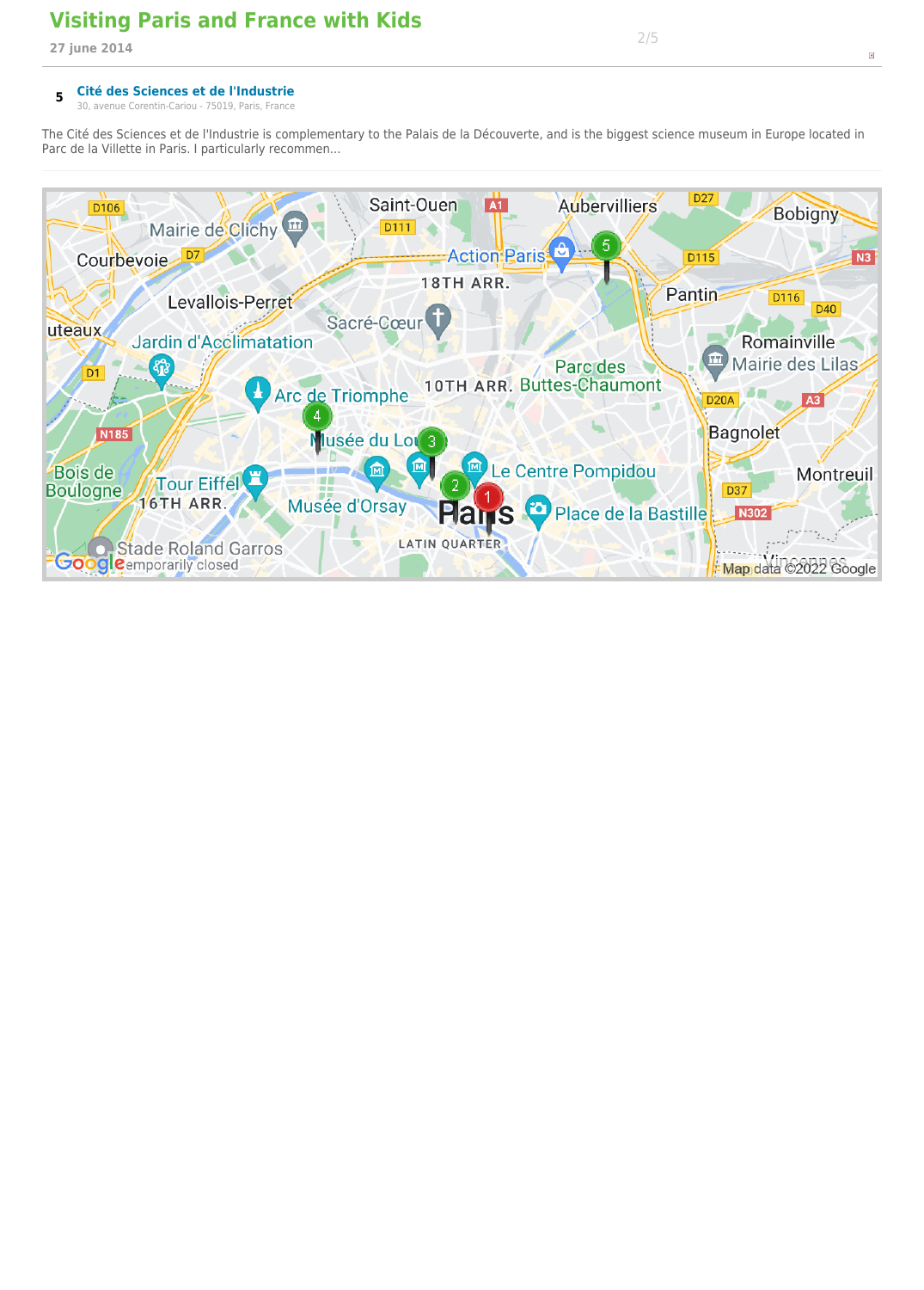5 **Cité des Sciences et de l'Industrie**
30, avenue Corentin-Cariou - 75019, Paris, France

The Cité des Sciences et de l'Industrie is complementary to the Palais de la Découverte, and is the biggest science museum in Europe located in Parc de la Villette in Paris. I particularly recommen...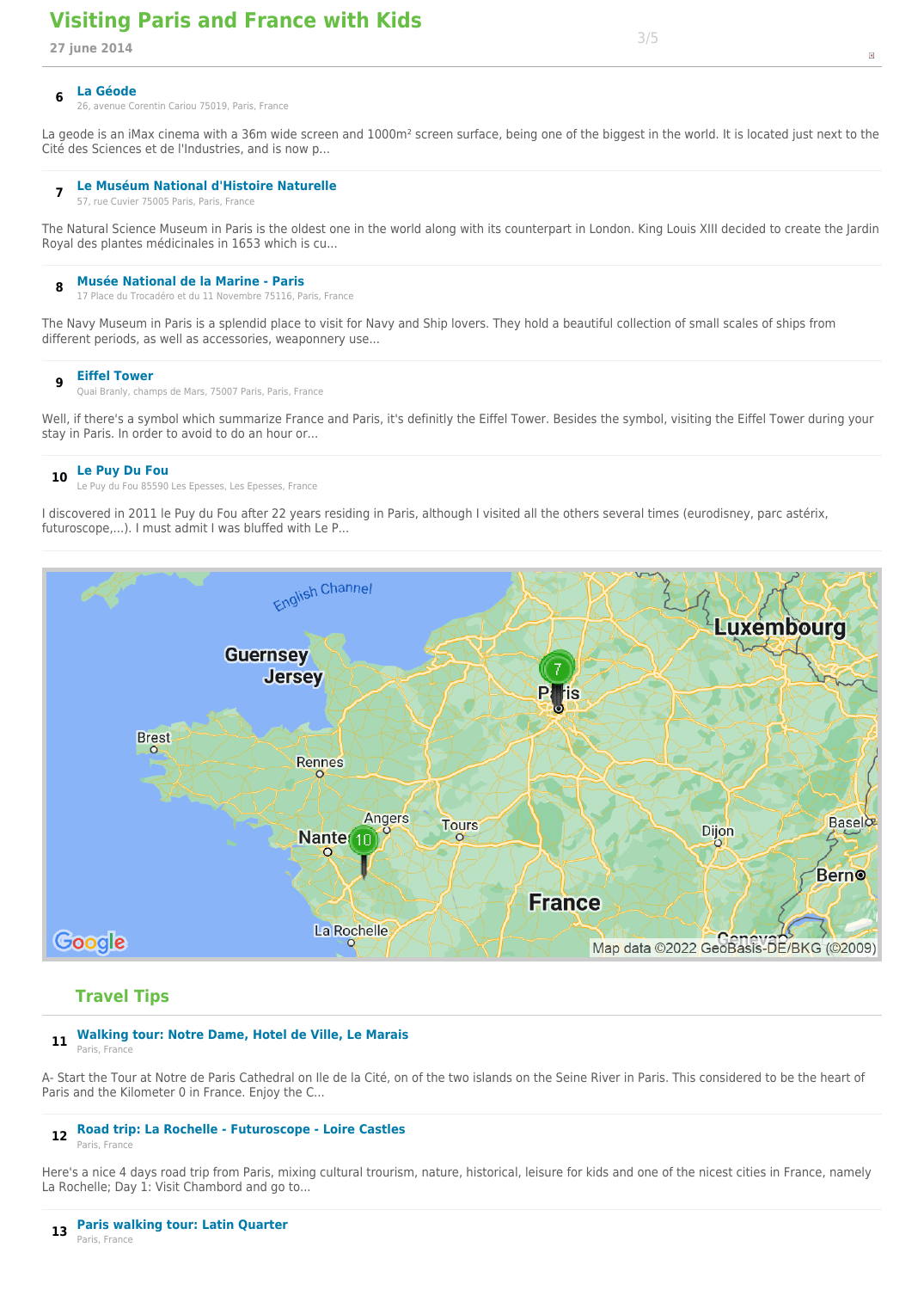# Visiting Paris and France with Kids

27 june 2014

**6** **La Géode**
26, avenue Corentin Cariou 75019, Paris, France

La geode is an iMax cinema with a 36m wide screen and 1000m² screen surface, being one of the biggest in the world. It is located just next to the Cité des Sciences et de l'Industries, and is now p...

**7** **Le Muséum National d'Histoire Naturelle**
57, rue Cuvier 75005 Paris, Paris, France

The Natural Science Museum in Paris is the oldest one in the world along with its counterpart in London. King Louis XIII decided to create the Jardin Royal des plantes médicinales in 1653 which is cu...

**8** **Musée National de la Marine - Paris**
17 Place du Trocadéro et du 11 Novembre 75116, Paris, France

The Navy Museum in Paris is a splendid place to visit for Navy and Ship lovers. They hold a beautiful collection of small scales of ships from different periods, as well as accessories, weaponnery use...

**9** **Eiffel Tower**
Quai Branly, champs de Mars, 75007 Paris, Paris, France

Well, if there's a symbol which summarize France and Paris, it's definitly the Eiffel Tower. Besides the symbol, visiting the Eiffel Tower during your stay in Paris. In order to avoid to do an hour or...

**10** **Le Puy Du Fou**
Le Puy du Fou 85590 Les Epesses, Les Epesses, France

I discovered in 2011 le Puy du Fou after 22 years residing in Paris, although I visited all the others several times (eurodisney, parc astérix, futuroscope,...). I must admit I was bluffed with Le P...

## Travel Tips

**11** **Walking tour: Notre Dame, Hotel de Ville, Le Marais**
Paris, France

A- Start the Tour at Notre de Paris Cathedral on Ile de la Cité, on of the two islands on the Seine River in Paris. This considered to be the heart of Paris and the Kilometer 0 in France. Enjoy the C...

**12** **Road trip: La Rochelle - Futuroscope - Loire Castles**
Paris, France

Here's a nice 4 days road trip from Paris, mixing cultural trourism, nature, historical, leisure for kids and one of the nicest cities in France, namely La Rochelle; Day 1: Visit Chambord and go to...

**13** **Paris walking tour: Latin Quarter**
Paris, France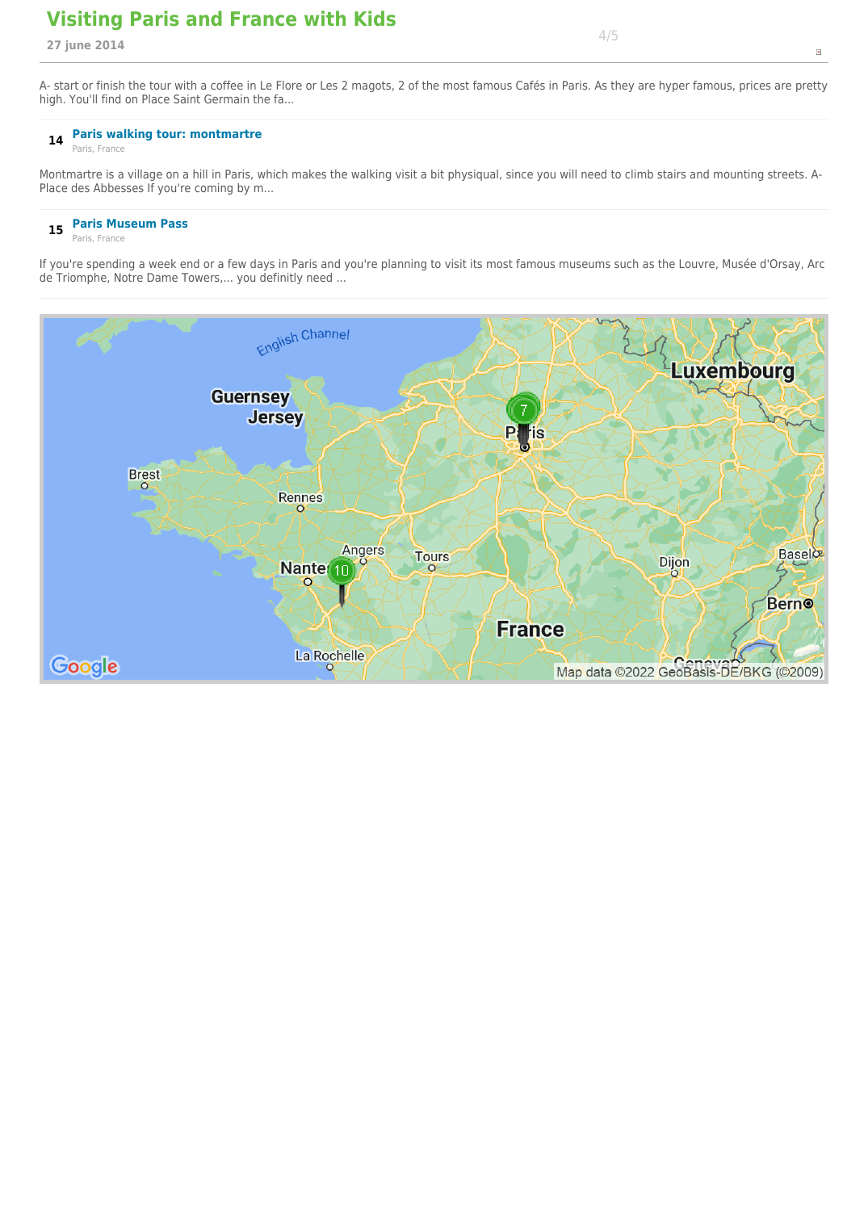A- start or finish the tour with a coffee in Le Flore or Les 2 magots, 2 of the most famous Cafés in Paris. As they are hyper famous, prices are pretty high. You'll find on Place Saint Germain the fa...

**14** **Paris walking tour: montmartre**
Paris, France

Montmartre is a village on a hill in Paris, which makes the walking visit a bit physiqual, since you will need to climb stairs and mounting streets. A- Place des Abbesses If you're coming by m...

**15** **Paris Museum Pass**
Paris, France

If you're spending a week end or a few days in Paris and you're planning to visit its most famous museums such as the Louvre, Musée d'Orsay, Arc de Triomphe, Notre Dame Towers,... you definitly need ...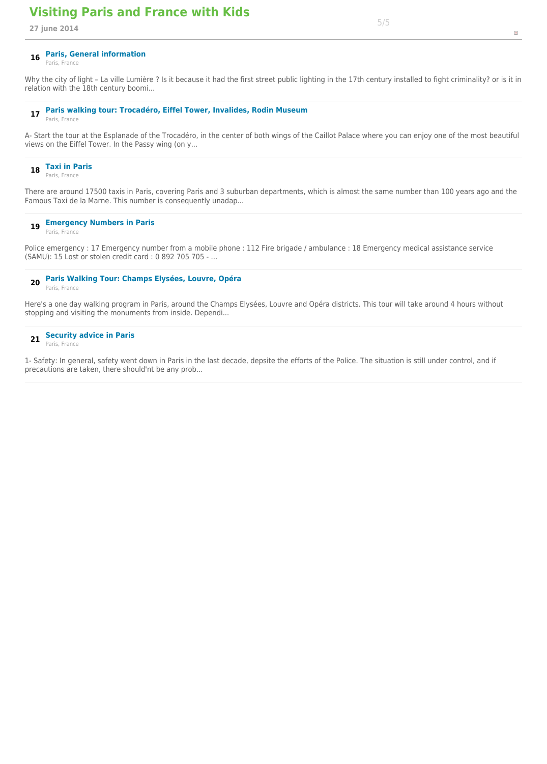# Visiting Paris and France with Kids

**27 june 2014**

### 16 Paris, General information

Paris, France

Why the city of light – La ville Lumière ? Is it because it had the first street public lighting in the 17th century installed to fight criminality? or is it in relation with the 18th century boomi...

### 17 Paris walking tour: Trocadéro, Eiffel Tower, Invalides, Rodin Museum

Paris, France

A- Start the tour at the Esplanade of the Trocadéro, in the center of both wings of the Caillot Palace where you can enjoy one of the most beautiful views on the Eiffel Tower. In the Passy wing (on y...

### 18 Taxi in Paris

Paris, France

There are around 17500 taxis in Paris, covering Paris and 3 suburban departments, which is almost the same number than 100 years ago and the Famous Taxi de la Marne. This number is consequently unadap...

### 19 Emergency Numbers in Paris

Paris, France

Police emergency : 17 Emergency number from a mobile phone : 112 Fire brigade / ambulance : 18 Emergency medical assistance service (SAMU): 15 Lost or stolen credit card : 0 892 705 705 - ...

### 20 Paris Walking Tour: Champs Elysées, Louvre, Opéra

Paris, France

Here's a one day walking program in Paris, around the Champs Elysées, Louvre and Opéra districts. This tour will take around 4 hours without stopping and visiting the monuments from inside. Dependi...

### 21 Security advice in Paris

Paris, France

1- Safety: In general, safety went down in Paris in the last decade, depsite the efforts of the Police. The situation is still under control, and if precautions are taken, there should'nt be any prob...